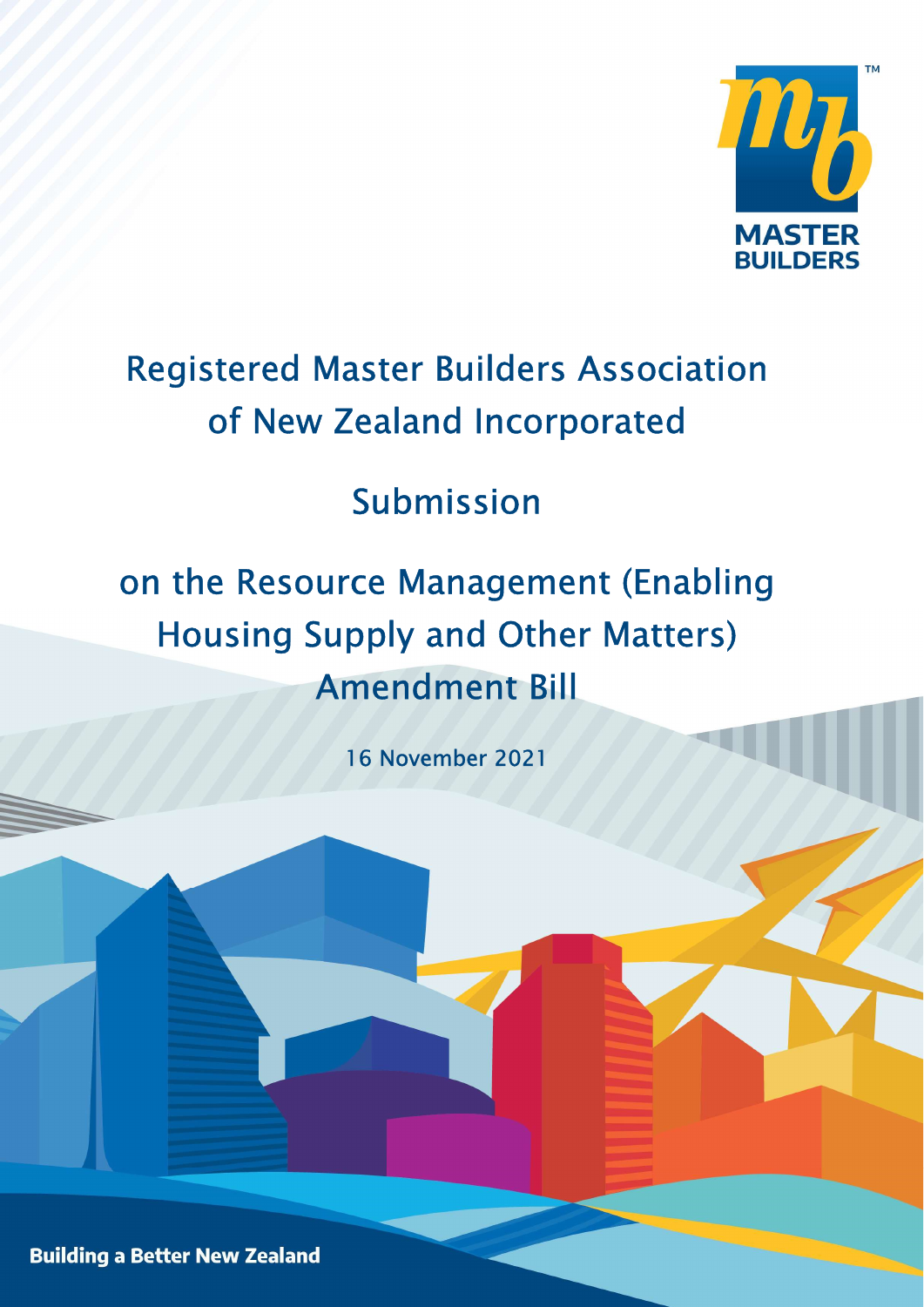MASTER BUILDERS

# Registered Master Builders Association of New Zealand Incorporated

## Submission

## on the Resource Management (Enabling Housing Supply and Other Matters) Amendment Bill

16 November 2021

**Building a Better New Zealand**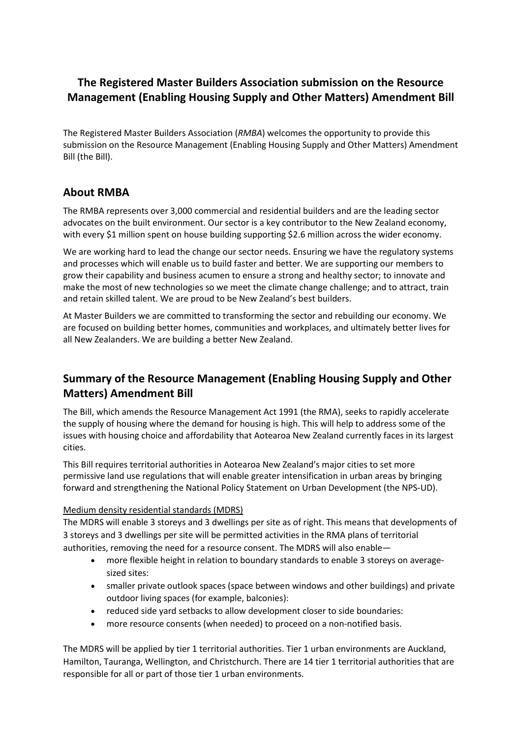# The Registered Master Builders Association submission on the Resource Management (Enabling Housing Supply and Other Matters) Amendment Bill

The Registered Master Builders Association (*RMBA*) welcomes the opportunity to provide this submission on the Resource Management (Enabling Housing Supply and Other Matters) Amendment Bill (the Bill).

## About RMBA

The RMBA represents over 3,000 commercial and residential builders and are the leading sector advocates on the built environment. Our sector is a key contributor to the New Zealand economy, with every $1 million spent on house building supporting $2.6 million across the wider economy.

We are working hard to lead the change our sector needs. Ensuring we have the regulatory systems and processes which will enable us to build faster and better. We are supporting our members to grow their capability and business acumen to ensure a strong and healthy sector; to innovate and make the most of new technologies so we meet the climate change challenge; and to attract, train and retain skilled talent. We are proud to be New Zealand's best builders.

At Master Builders we are committed to transforming the sector and rebuilding our economy. We are focused on building better homes, communities and workplaces, and ultimately better lives for all New Zealanders. We are building a better New Zealand.

## Summary of the Resource Management (Enabling Housing Supply and Other Matters) Amendment Bill

The Bill, which amends the Resource Management Act 1991 (the RMA), seeks to rapidly accelerate the supply of housing where the demand for housing is high. This will help to address some of the issues with housing choice and affordability that Aotearoa New Zealand currently faces in its largest cities.

This Bill requires territorial authorities in Aotearoa New Zealand's major cities to set more permissive land use regulations that will enable greater intensification in urban areas by bringing forward and strengthening the National Policy Statement on Urban Development (the NPS-UD).

Medium density residential standards (MDRS)

The MDRS will enable 3 storeys and 3 dwellings per site as of right. This means that developments of 3 storeys and 3 dwellings per site will be permitted activities in the RMA plans of territorial authorities, removing the need for a resource consent. The MDRS will also enable—

- more flexible height in relation to boundary standards to enable 3 storeys on average-sized sites:
- smaller private outlook spaces (space between windows and other buildings) and private outdoor living spaces (for example, balconies):
- reduced side yard setbacks to allow development closer to side boundaries:
- more resource consents (when needed) to proceed on a non-notified basis.

The MDRS will be applied by tier 1 territorial authorities. Tier 1 urban environments are Auckland, Hamilton, Tauranga, Wellington, and Christchurch. There are 14 tier 1 territorial authorities that are responsible for all or part of those tier 1 urban environments.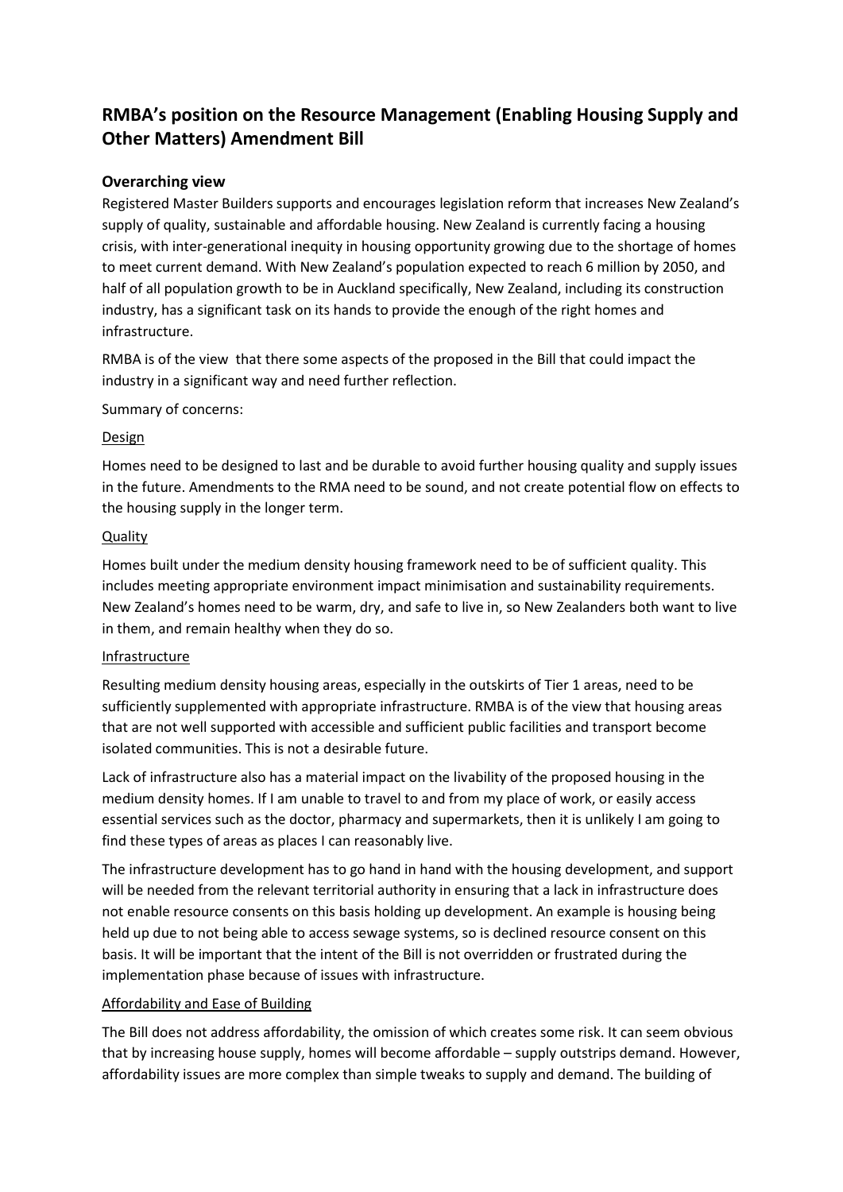# RMBA's position on the Resource Management (Enabling Housing Supply and Other Matters) Amendment Bill

## Overarching view

Registered Master Builders supports and encourages legislation reform that increases New Zealand's supply of quality, sustainable and affordable housing. New Zealand is currently facing a housing crisis, with inter-generational inequity in housing opportunity growing due to the shortage of homes to meet current demand. With New Zealand's population expected to reach 6 million by 2050, and half of all population growth to be in Auckland specifically, New Zealand, including its construction industry, has a significant task on its hands to provide the enough of the right homes and infrastructure.

RMBA is of the view  that there some aspects of the proposed in the Bill that could impact the industry in a significant way and need further reflection.

Summary of concerns:

<u>Design</u>

Homes need to be designed to last and be durable to avoid further housing quality and supply issues in the future. Amendments to the RMA need to be sound, and not create potential flow on effects to the housing supply in the longer term.

<u>Quality</u>

Homes built under the medium density housing framework need to be of sufficient quality. This includes meeting appropriate environment impact minimisation and sustainability requirements. New Zealand's homes need to be warm, dry, and safe to live in, so New Zealanders both want to live in them, and remain healthy when they do so.

<u>Infrastructure</u>

Resulting medium density housing areas, especially in the outskirts of Tier 1 areas, need to be sufficiently supplemented with appropriate infrastructure. RMBA is of the view that housing areas that are not well supported with accessible and sufficient public facilities and transport become isolated communities. This is not a desirable future.

Lack of infrastructure also has a material impact on the livability of the proposed housing in the medium density homes. If I am unable to travel to and from my place of work, or easily access essential services such as the doctor, pharmacy and supermarkets, then it is unlikely I am going to find these types of areas as places I can reasonably live.

The infrastructure development has to go hand in hand with the housing development, and support will be needed from the relevant territorial authority in ensuring that a lack in infrastructure does not enable resource consents on this basis holding up development. An example is housing being held up due to not being able to access sewage systems, so is declined resource consent on this basis. It will be important that the intent of the Bill is not overridden or frustrated during the implementation phase because of issues with infrastructure.

<u>Affordability and Ease of Building</u>

The Bill does not address affordability, the omission of which creates some risk. It can seem obvious that by increasing house supply, homes will become affordable – supply outstrips demand. However, affordability issues are more complex than simple tweaks to supply and demand. The building of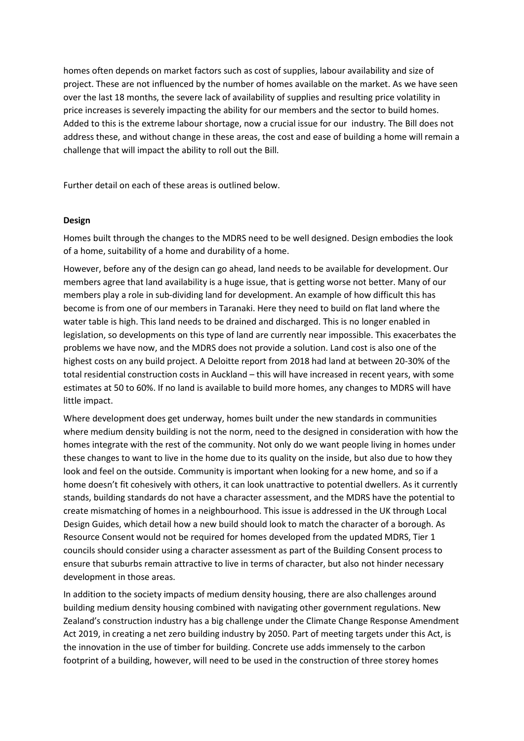homes often depends on market factors such as cost of supplies, labour availability and size of project. These are not influenced by the number of homes available on the market. As we have seen over the last 18 months, the severe lack of availability of supplies and resulting price volatility in price increases is severely impacting the ability for our members and the sector to build homes. Added to this is the extreme labour shortage, now a crucial issue for our industry. The Bill does not address these, and without change in these areas, the cost and ease of building a home will remain a challenge that will impact the ability to roll out the Bill.

Further detail on each of these areas is outlined below.

**Design**

Homes built through the changes to the MDRS need to be well designed. Design embodies the look of a home, suitability of a home and durability of a home.

However, before any of the design can go ahead, land needs to be available for development. Our members agree that land availability is a huge issue, that is getting worse not better. Many of our members play a role in sub-dividing land for development. An example of how difficult this has become is from one of our members in Taranaki. Here they need to build on flat land where the water table is high. This land needs to be drained and discharged. This is no longer enabled in legislation, so developments on this type of land are currently near impossible. This exacerbates the problems we have now, and the MDRS does not provide a solution. Land cost is also one of the highest costs on any build project. A Deloitte report from 2018 had land at between 20-30% of the total residential construction costs in Auckland – this will have increased in recent years, with some estimates at 50 to 60%. If no land is available to build more homes, any changes to MDRS will have little impact.

Where development does get underway, homes built under the new standards in communities where medium density building is not the norm, need to the designed in consideration with how the homes integrate with the rest of the community. Not only do we want people living in homes under these changes to want to live in the home due to its quality on the inside, but also due to how they look and feel on the outside. Community is important when looking for a new home, and so if a home doesn't fit cohesively with others, it can look unattractive to potential dwellers. As it currently stands, building standards do not have a character assessment, and the MDRS have the potential to create mismatching of homes in a neighbourhood. This issue is addressed in the UK through Local Design Guides, which detail how a new build should look to match the character of a borough. As Resource Consent would not be required for homes developed from the updated MDRS, Tier 1 councils should consider using a character assessment as part of the Building Consent process to ensure that suburbs remain attractive to live in terms of character, but also not hinder necessary development in those areas.

In addition to the society impacts of medium density housing, there are also challenges around building medium density housing combined with navigating other government regulations. New Zealand's construction industry has a big challenge under the Climate Change Response Amendment Act 2019, in creating a net zero building industry by 2050. Part of meeting targets under this Act, is the innovation in the use of timber for building. Concrete use adds immensely to the carbon footprint of a building, however, will need to be used in the construction of three storey homes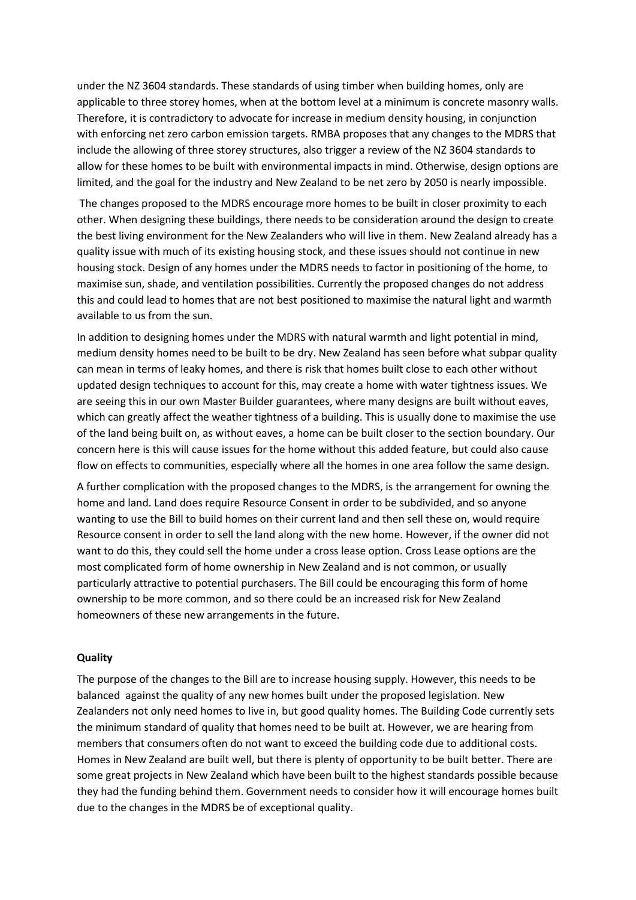under the NZ 3604 standards. These standards of using timber when building homes, only are applicable to three storey homes, when at the bottom level at a minimum is concrete masonry walls. Therefore, it is contradictory to advocate for increase in medium density housing, in conjunction with enforcing net zero carbon emission targets. RMBA proposes that any changes to the MDRS that include the allowing of three storey structures, also trigger a review of the NZ 3604 standards to allow for these homes to be built with environmental impacts in mind. Otherwise, design options are limited, and the goal for the industry and New Zealand to be net zero by 2050 is nearly impossible.

The changes proposed to the MDRS encourage more homes to be built in closer proximity to each other. When designing these buildings, there needs to be consideration around the design to create the best living environment for the New Zealanders who will live in them. New Zealand already has a quality issue with much of its existing housing stock, and these issues should not continue in new housing stock. Design of any homes under the MDRS needs to factor in positioning of the home, to maximise sun, shade, and ventilation possibilities. Currently the proposed changes do not address this and could lead to homes that are not best positioned to maximise the natural light and warmth available to us from the sun.

In addition to designing homes under the MDRS with natural warmth and light potential in mind, medium density homes need to be built to be dry. New Zealand has seen before what subpar quality can mean in terms of leaky homes, and there is risk that homes built close to each other without updated design techniques to account for this, may create a home with water tightness issues. We are seeing this in our own Master Builder guarantees, where many designs are built without eaves, which can greatly affect the weather tightness of a building. This is usually done to maximise the use of the land being built on, as without eaves, a home can be built closer to the section boundary. Our concern here is this will cause issues for the home without this added feature, but could also cause flow on effects to communities, especially where all the homes in one area follow the same design.

A further complication with the proposed changes to the MDRS, is the arrangement for owning the home and land. Land does require Resource Consent in order to be subdivided, and so anyone wanting to use the Bill to build homes on their current land and then sell these on, would require Resource consent in order to sell the land along with the new home. However, if the owner did not want to do this, they could sell the home under a cross lease option. Cross Lease options are the most complicated form of home ownership in New Zealand and is not common, or usually particularly attractive to potential purchasers. The Bill could be encouraging this form of home ownership to be more common, and so there could be an increased risk for New Zealand homeowners of these new arrangements in the future.

**Quality**

The purpose of the changes to the Bill are to increase housing supply. However, this needs to be balanced against the quality of any new homes built under the proposed legislation. New Zealanders not only need homes to live in, but good quality homes. The Building Code currently sets the minimum standard of quality that homes need to be built at. However, we are hearing from members that consumers often do not want to exceed the building code due to additional costs. Homes in New Zealand are built well, but there is plenty of opportunity to be built better. There are some great projects in New Zealand which have been built to the highest standards possible because they had the funding behind them. Government needs to consider how it will encourage homes built due to the changes in the MDRS be of exceptional quality.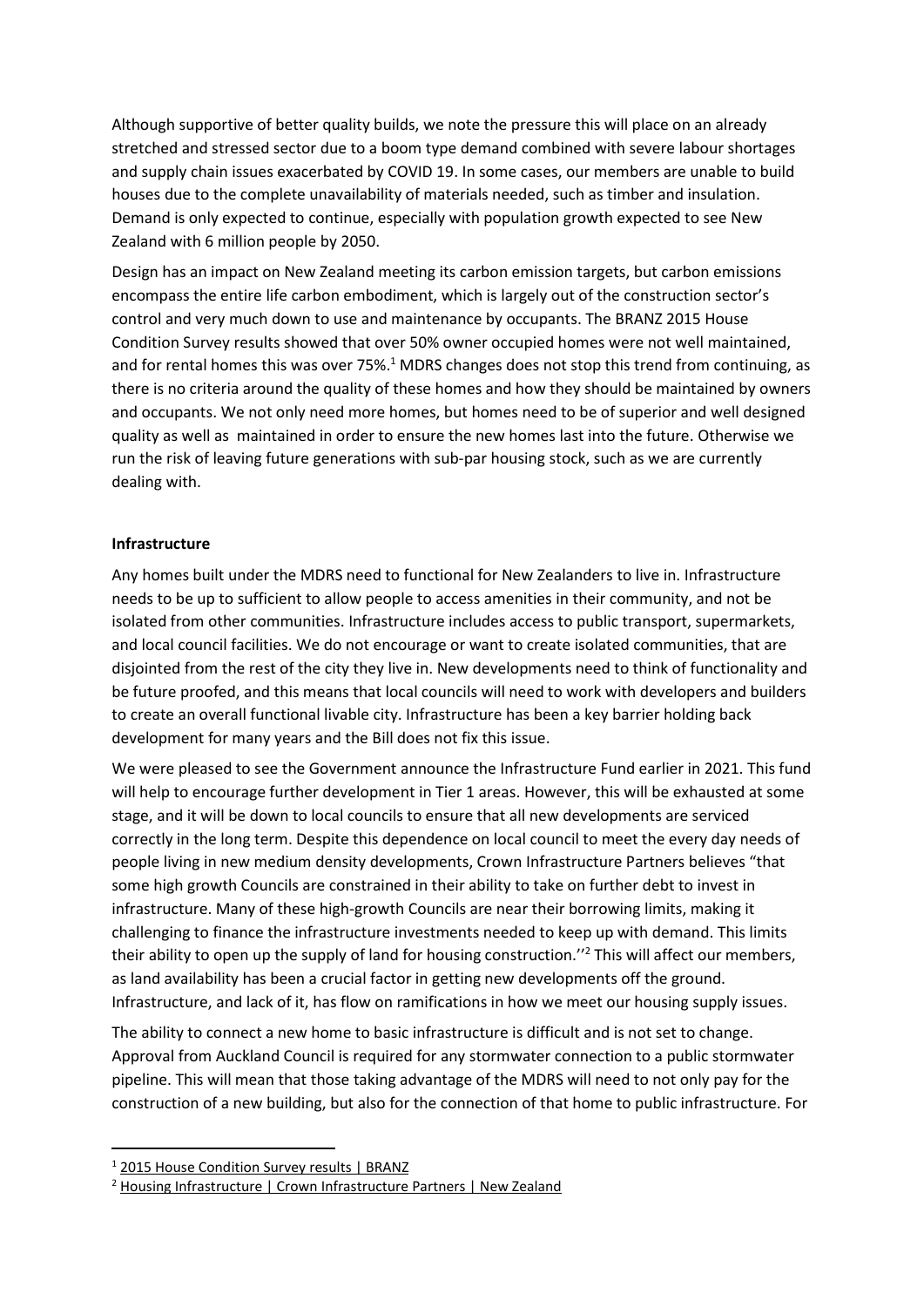Although supportive of better quality builds, we note the pressure this will place on an already stretched and stressed sector due to a boom type demand combined with severe labour shortages and supply chain issues exacerbated by COVID 19. In some cases, our members are unable to build houses due to the complete unavailability of materials needed, such as timber and insulation. Demand is only expected to continue, especially with population growth expected to see New Zealand with 6 million people by 2050.

Design has an impact on New Zealand meeting its carbon emission targets, but carbon emissions encompass the entire life carbon embodiment, which is largely out of the construction sector's control and very much down to use and maintenance by occupants. The BRANZ 2015 House Condition Survey results showed that over 50% owner occupied homes were not well maintained, and for rental homes this was over 75%.[1] MDRS changes does not stop this trend from continuing, as there is no criteria around the quality of these homes and how they should be maintained by owners and occupants. We not only need more homes, but homes need to be of superior and well designed quality as well as maintained in order to ensure the new homes last into the future. Otherwise we run the risk of leaving future generations with sub-par housing stock, such as we are currently dealing with.

**Infrastructure**

Any homes built under the MDRS need to functional for New Zealanders to live in. Infrastructure needs to be up to sufficient to allow people to access amenities in their community, and not be isolated from other communities. Infrastructure includes access to public transport, supermarkets, and local council facilities. We do not encourage or want to create isolated communities, that are disjointed from the rest of the city they live in. New developments need to think of functionality and be future proofed, and this means that local councils will need to work with developers and builders to create an overall functional livable city. Infrastructure has been a key barrier holding back development for many years and the Bill does not fix this issue.

We were pleased to see the Government announce the Infrastructure Fund earlier in 2021. This fund will help to encourage further development in Tier 1 areas. However, this will be exhausted at some stage, and it will be down to local councils to ensure that all new developments are serviced correctly in the long term. Despite this dependence on local council to meet the every day needs of people living in new medium density developments, Crown Infrastructure Partners believes "that some high growth Councils are constrained in their ability to take on further debt to invest in infrastructure. Many of these high-growth Councils are near their borrowing limits, making it challenging to finance the infrastructure investments needed to keep up with demand. This limits their ability to open up the supply of land for housing construction.''[2] This will affect our members, as land availability has been a crucial factor in getting new developments off the ground. Infrastructure, and lack of it, has flow on ramifications in how we meet our housing supply issues.

The ability to connect a new home to basic infrastructure is difficult and is not set to change. Approval from Auckland Council is required for any stormwater connection to a public stormwater pipeline. This will mean that those taking advantage of the MDRS will need to not only pay for the construction of a new building, but also for the connection of that home to public infrastructure. For

[1] 2015 House Condition Survey results | BRANZ

[2] Housing Infrastructure | Crown Infrastructure Partners | New Zealand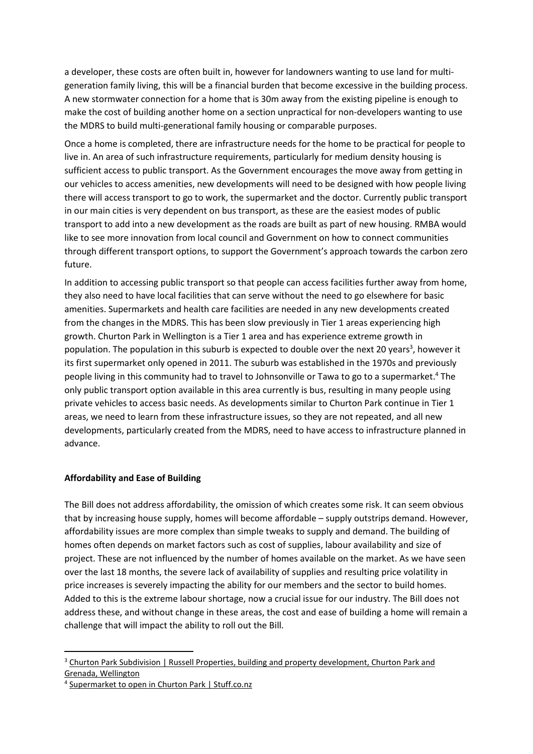a developer, these costs are often built in, however for landowners wanting to use land for multi-generation family living, this will be a financial burden that become excessive in the building process. A new stormwater connection for a home that is 30m away from the existing pipeline is enough to make the cost of building another home on a section unpractical for non-developers wanting to use the MDRS to build multi-generational family housing or comparable purposes.

Once a home is completed, there are infrastructure needs for the home to be practical for people to live in. An area of such infrastructure requirements, particularly for medium density housing is sufficient access to public transport. As the Government encourages the move away from getting in our vehicles to access amenities, new developments will need to be designed with how people living there will access transport to go to work, the supermarket and the doctor. Currently public transport in our main cities is very dependent on bus transport, as these are the easiest modes of public transport to add into a new development as the roads are built as part of new housing. RMBA would like to see more innovation from local council and Government on how to connect communities through different transport options, to support the Government's approach towards the carbon zero future.

In addition to accessing public transport so that people can access facilities further away from home, they also need to have local facilities that can serve without the need to go elsewhere for basic amenities. Supermarkets and health care facilities are needed in any new developments created from the changes in the MDRS. This has been slow previously in Tier 1 areas experiencing high growth. Churton Park in Wellington is a Tier 1 area and has experience extreme growth in population. The population in this suburb is expected to double over the next 20 years[3], however it its first supermarket only opened in 2011. The suburb was established in the 1970s and previously people living in this community had to travel to Johnsonville or Tawa to go to a supermarket.[4] The only public transport option available in this area currently is bus, resulting in many people using private vehicles to access basic needs. As developments similar to Churton Park continue in Tier 1 areas, we need to learn from these infrastructure issues, so they are not repeated, and all new developments, particularly created from the MDRS, need to have access to infrastructure planned in advance.

**Affordability and Ease of Building**

The Bill does not address affordability, the omission of which creates some risk. It can seem obvious that by increasing house supply, homes will become affordable – supply outstrips demand. However, affordability issues are more complex than simple tweaks to supply and demand. The building of homes often depends on market factors such as cost of supplies, labour availability and size of project. These are not influenced by the number of homes available on the market. As we have seen over the last 18 months, the severe lack of availability of supplies and resulting price volatility in price increases is severely impacting the ability for our members and the sector to build homes. Added to this is the extreme labour shortage, now a crucial issue for our industry. The Bill does not address these, and without change in these areas, the cost and ease of building a home will remain a challenge that will impact the ability to roll out the Bill.

---

[3] Churton Park Subdivision | Russell Properties, building and property development, Churton Park and Grenada, Wellington

[4] Supermarket to open in Churton Park | Stuff.co.nz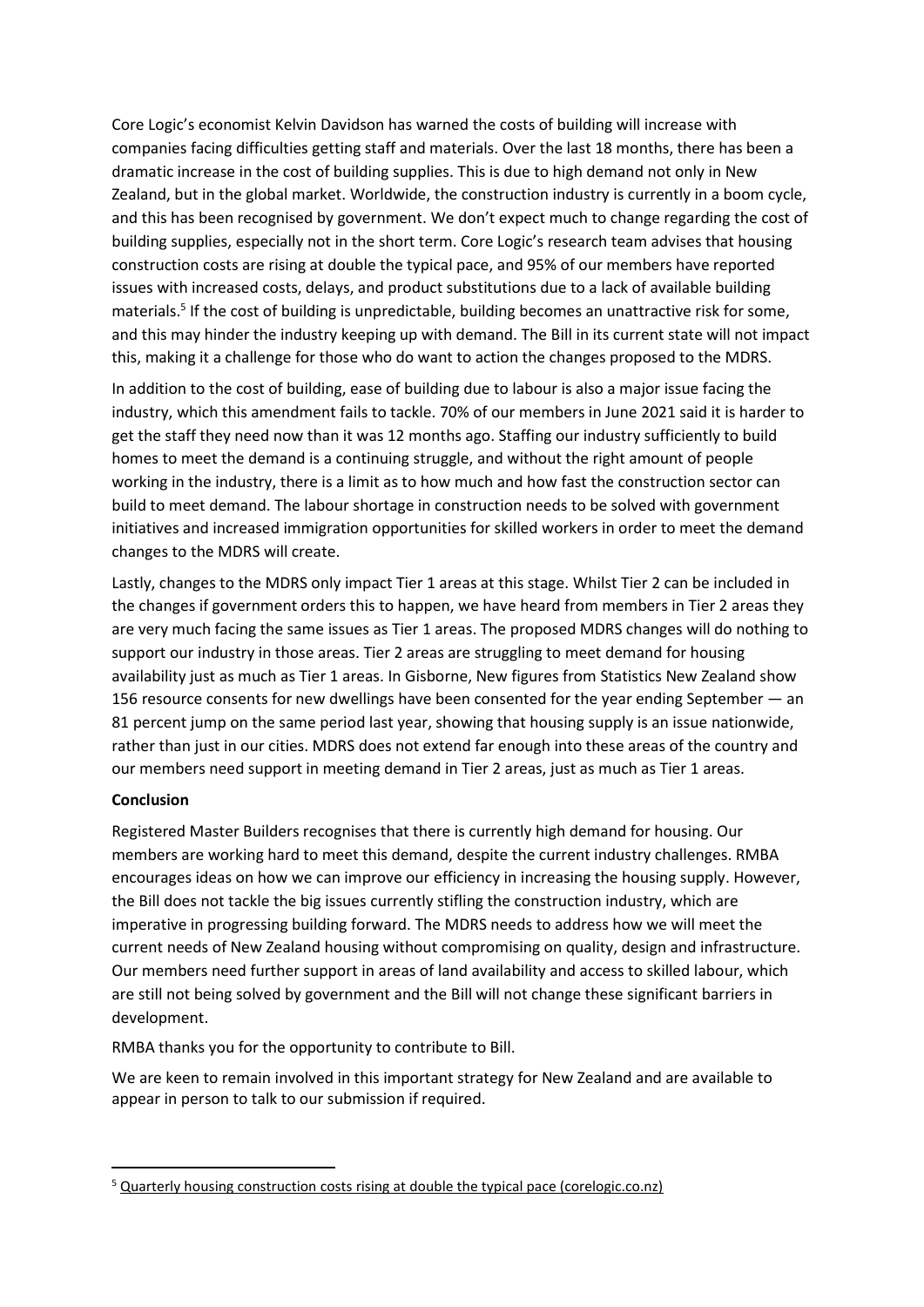Core Logic's economist Kelvin Davidson has warned the costs of building will increase with companies facing difficulties getting staff and materials. Over the last 18 months, there has been a dramatic increase in the cost of building supplies. This is due to high demand not only in New Zealand, but in the global market. Worldwide, the construction industry is currently in a boom cycle, and this has been recognised by government. We don't expect much to change regarding the cost of building supplies, especially not in the short term. Core Logic's research team advises that housing construction costs are rising at double the typical pace, and 95% of our members have reported issues with increased costs, delays, and product substitutions due to a lack of available building materials.[5] If the cost of building is unpredictable, building becomes an unattractive risk for some, and this may hinder the industry keeping up with demand. The Bill in its current state will not impact this, making it a challenge for those who do want to action the changes proposed to the MDRS.

In addition to the cost of building, ease of building due to labour is also a major issue facing the industry, which this amendment fails to tackle. 70% of our members in June 2021 said it is harder to get the staff they need now than it was 12 months ago. Staffing our industry sufficiently to build homes to meet the demand is a continuing struggle, and without the right amount of people working in the industry, there is a limit as to how much and how fast the construction sector can build to meet demand. The labour shortage in construction needs to be solved with government initiatives and increased immigration opportunities for skilled workers in order to meet the demand changes to the MDRS will create.

Lastly, changes to the MDRS only impact Tier 1 areas at this stage. Whilst Tier 2 can be included in the changes if government orders this to happen, we have heard from members in Tier 2 areas they are very much facing the same issues as Tier 1 areas. The proposed MDRS changes will do nothing to support our industry in those areas. Tier 2 areas are struggling to meet demand for housing availability just as much as Tier 1 areas. In Gisborne, New figures from Statistics New Zealand show 156 resource consents for new dwellings have been consented for the year ending September — an 81 percent jump on the same period last year, showing that housing supply is an issue nationwide, rather than just in our cities. MDRS does not extend far enough into these areas of the country and our members need support in meeting demand in Tier 2 areas, just as much as Tier 1 areas.

**Conclusion**

Registered Master Builders recognises that there is currently high demand for housing. Our members are working hard to meet this demand, despite the current industry challenges. RMBA encourages ideas on how we can improve our efficiency in increasing the housing supply. However, the Bill does not tackle the big issues currently stifling the construction industry, which are imperative in progressing building forward. The MDRS needs to address how we will meet the current needs of New Zealand housing without compromising on quality, design and infrastructure. Our members need further support in areas of land availability and access to skilled labour, which are still not being solved by government and the Bill will not change these significant barriers in development.

RMBA thanks you for the opportunity to contribute to Bill.

We are keen to remain involved in this important strategy for New Zealand and are available to appear in person to talk to our submission if required.

---

[5] Quarterly housing construction costs rising at double the typical pace (corelogic.co.nz)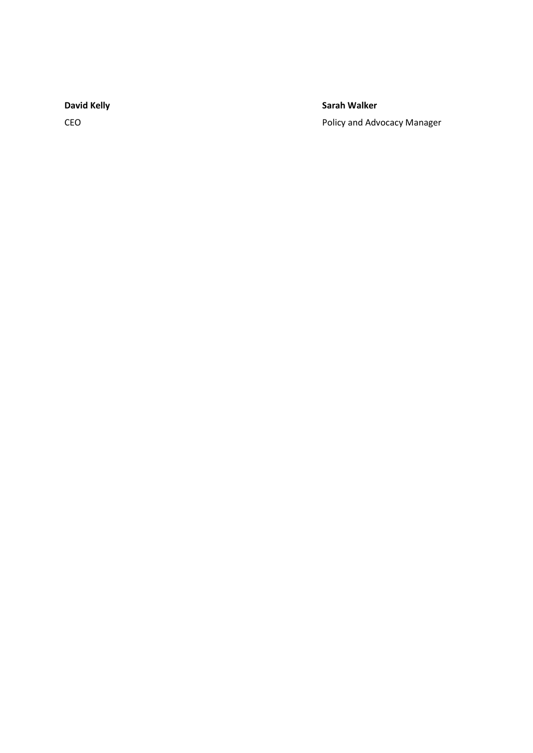**David Kelly**

CEO

**Sarah Walker**

Policy and Advocacy Manager